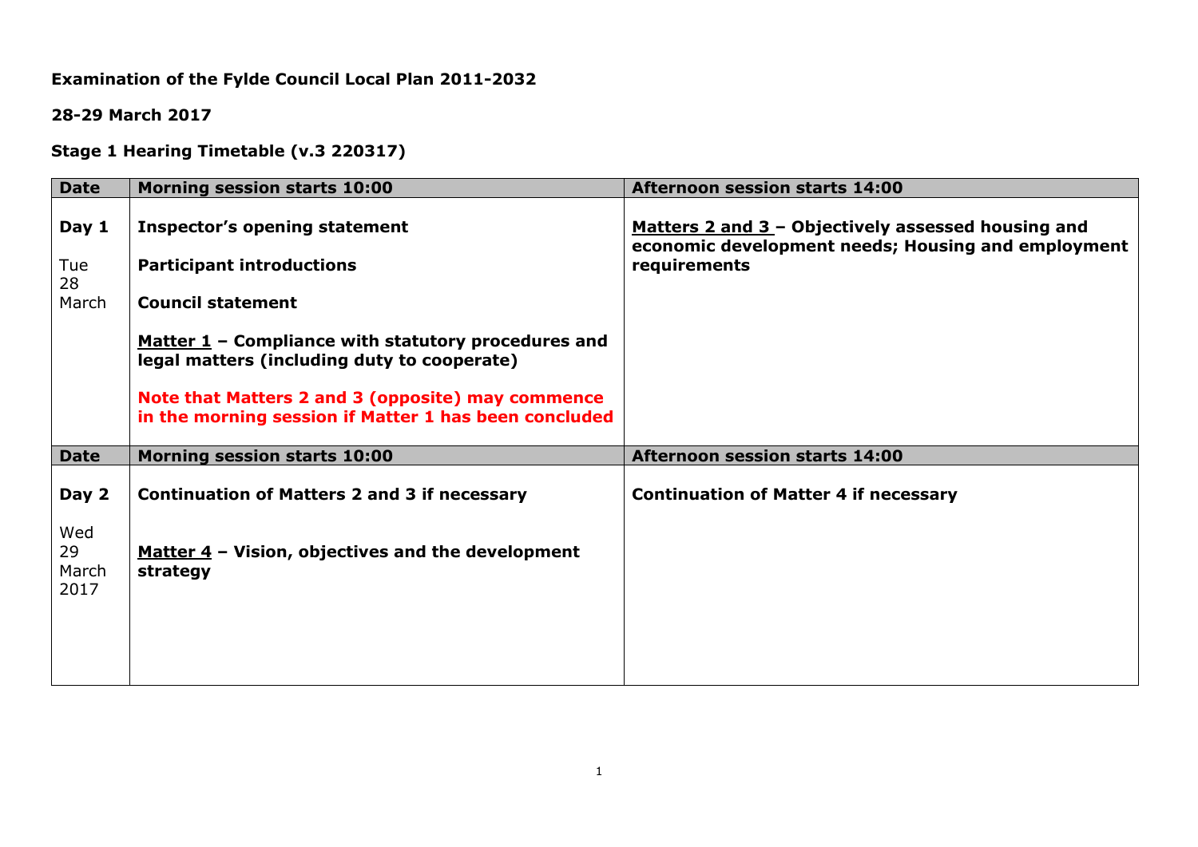**Examination of the Fylde Council Local Plan 2011-2032**

**28-29 March 2017**

**Stage 1 Hearing Timetable (v.3 220317)**

| Date | Morning session starts 10:00 | Afternoon session starts 14:00 |
|---|---|---|
| **Day 1**<br><br>Tue 28 March | **Inspector's opening statement**<br><br>**Participant introductions**<br><br>**Council statement**<br><br>**Matter 1 – Compliance with statutory procedures and legal matters (including duty to cooperate)**<br><br>**Note that Matters 2 and 3 (opposite) may commence in the morning session if Matter 1 has been concluded** | **Matters 2 and 3 – Objectively assessed housing and economic development needs; Housing and employment requirements** |
| **Date** | **Morning session starts 10:00** | **Afternoon session starts 14:00** |
| **Day 2**<br><br>Wed 29 March 2017 | **Continuation of Matters 2 and 3 if necessary**<br><br>**Matter 4 – Vision, objectives and the development strategy** | **Continuation of Matter 4 if necessary** |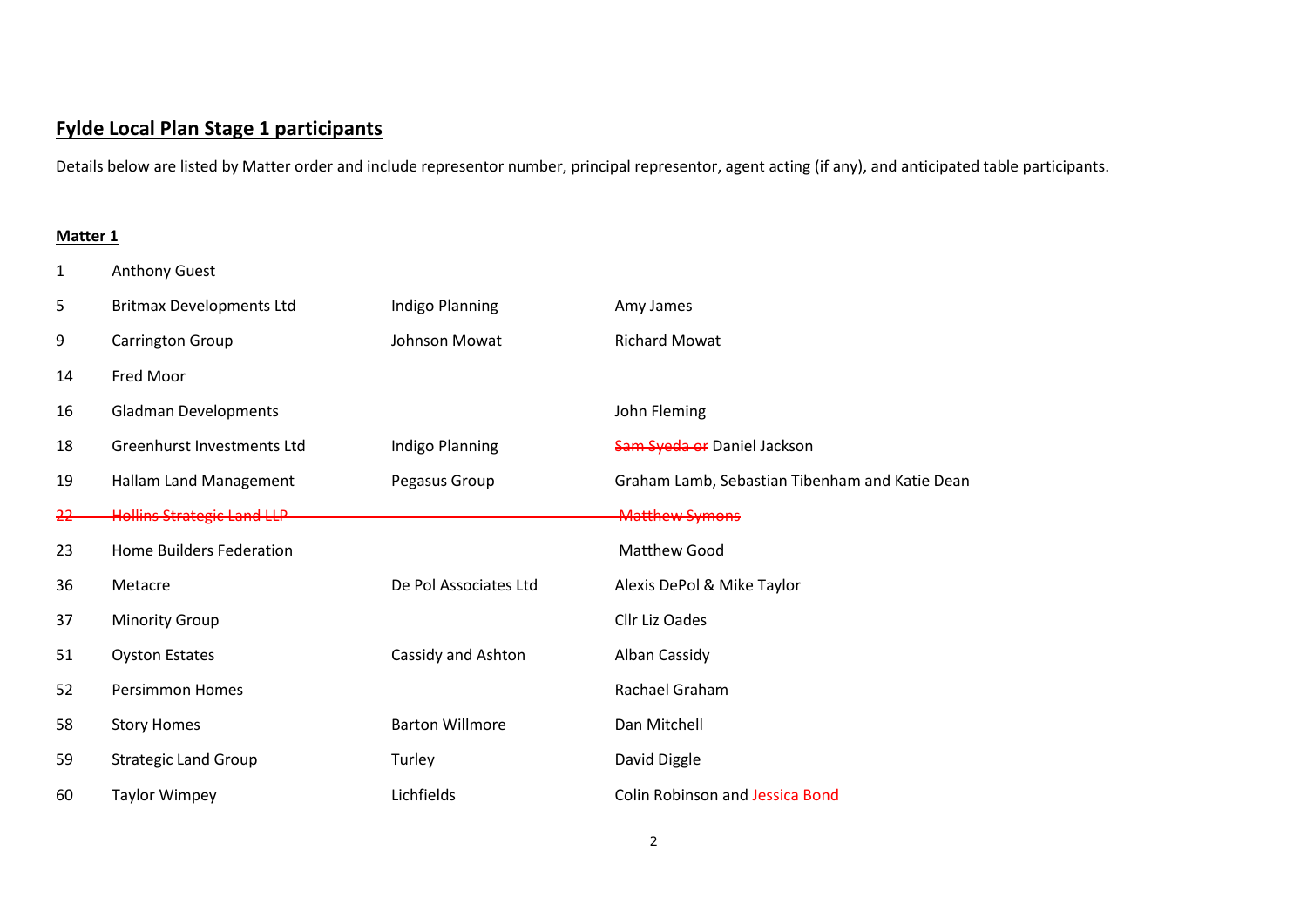## **Fylde Local Plan Stage 1 participants**

Details below are listed by Matter order and include representor number, principal representor, agent acting (if any), and anticipated table participants.

**Matter 1**

| | | | |
|---|---|---|---|
| 1 | Anthony Guest | | |
| 5 | Britmax Developments Ltd | Indigo Planning | Amy James |
| 9 | Carrington Group | Johnson Mowat | Richard Mowat |
| 14 | Fred Moor | | |
| 16 | Gladman Developments | | John Fleming |
| 18 | Greenhurst Investments Ltd | Indigo Planning | ~~Sam Syeda or~~ Daniel Jackson |
| 19 | Hallam Land Management | Pegasus Group | Graham Lamb, Sebastian Tibenham and Katie Dean |
| ~~22~~ | ~~Hollins Strategic Land LLP~~ | | ~~Matthew Symons~~ |
| 23 | Home Builders Federation | | Matthew Good |
| 36 | Metacre | De Pol Associates Ltd | Alexis DePol & Mike Taylor |
| 37 | Minority Group | | Cllr Liz Oades |
| 51 | Oyston Estates | Cassidy and Ashton | Alban Cassidy |
| 52 | Persimmon Homes | | Rachael Graham |
| 58 | Story Homes | Barton Willmore | Dan Mitchell |
| 59 | Strategic Land Group | Turley | David Diggle |
| 60 | Taylor Wimpey | Lichfields | Colin Robinson and Jessica Bond |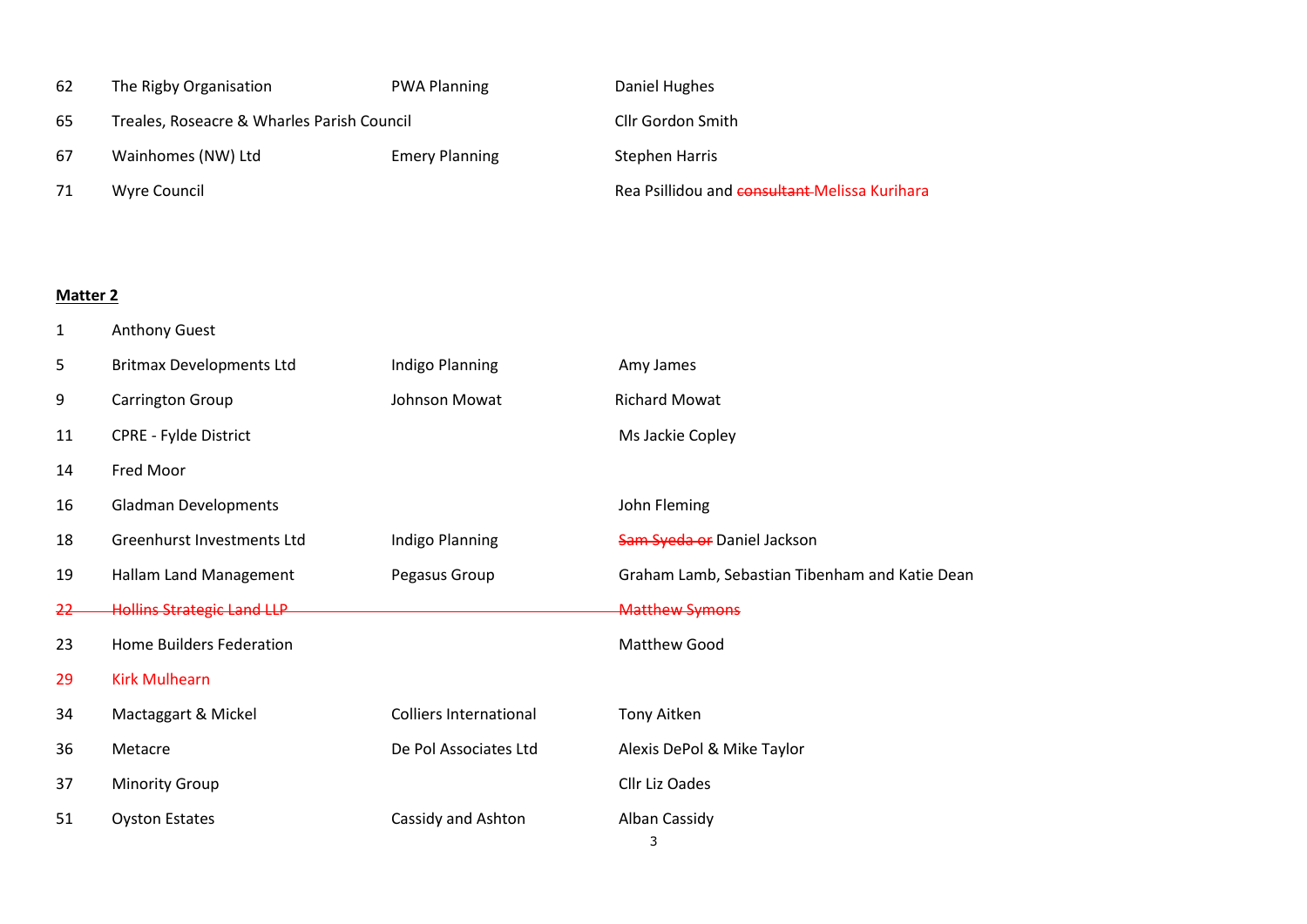| | | | |
|---|---|---|---|
| 62 | The Rigby Organisation | PWA Planning | Daniel Hughes |
| 65 | Treales, Roseacre & Wharles Parish Council | | Cllr Gordon Smith |
| 67 | Wainhomes (NW) Ltd | Emery Planning | Stephen Harris |
| 71 | Wyre Council | | Rea Psillidou and ~~consultant~~ Melissa Kurihara |

**Matter 2**

| | | | |
|---|---|---|---|
| 1 | Anthony Guest | | |
| 5 | Britmax Developments Ltd | Indigo Planning | Amy James |
| 9 | Carrington Group | Johnson Mowat | Richard Mowat |
| 11 | CPRE - Fylde District | | Ms Jackie Copley |
| 14 | Fred Moor | | |
| 16 | Gladman Developments | | John Fleming |
| 18 | Greenhurst Investments Ltd | Indigo Planning | ~~Sam Syeda or~~ Daniel Jackson |
| 19 | Hallam Land Management | Pegasus Group | Graham Lamb, Sebastian Tibenham and Katie Dean |
| ~~22~~ | ~~Hollins Strategic Land LLP~~ | | ~~Matthew Symons~~ |
| 23 | Home Builders Federation | | Matthew Good |
| 29 | Kirk Mulhearn | | |
| 34 | Mactaggart & Mickel | Colliers International | Tony Aitken |
| 36 | Metacre | De Pol Associates Ltd | Alexis DePol & Mike Taylor |
| 37 | Minority Group | | Cllr Liz Oades |
| 51 | Oyston Estates | Cassidy and Ashton | Alban Cassidy |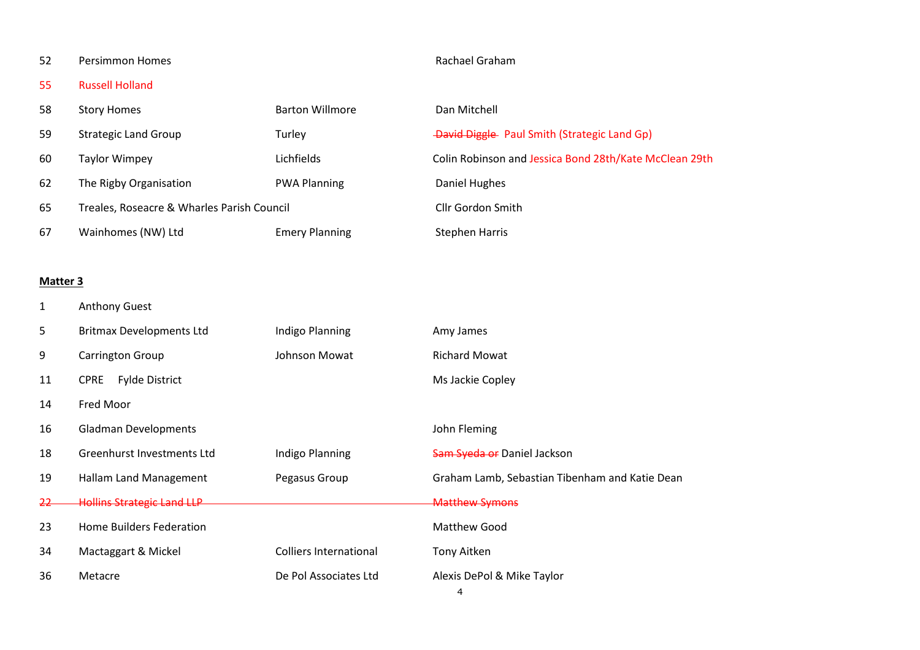| | | | |
|---|---|---|---|
| 52 | Persimmon Homes | | Rachael Graham |
| 55 | Russell Holland | | |
| 58 | Story Homes | Barton Willmore | Dan Mitchell |
| 59 | Strategic Land Group | Turley | ~~David Diggle~~ Paul Smith (Strategic Land Gp) |
| 60 | Taylor Wimpey | Lichfields | Colin Robinson and Jessica Bond 28th/Kate McClean 29th |
| 62 | The Rigby Organisation | PWA Planning | Daniel Hughes |
| 65 | Treales, Roseacre & Wharles Parish Council | | Cllr Gordon Smith |
| 67 | Wainhomes (NW) Ltd | Emery Planning | Stephen Harris |

**Matter 3**

| | | | |
|---|---|---|---|
| 1 | Anthony Guest | | |
| 5 | Britmax Developments Ltd | Indigo Planning | Amy James |
| 9 | Carrington Group | Johnson Mowat | Richard Mowat |
| 11 | CPRE Fylde District | | Ms Jackie Copley |
| 14 | Fred Moor | | |
| 16 | Gladman Developments | | John Fleming |
| 18 | Greenhurst Investments Ltd | Indigo Planning | ~~Sam Syeda or~~ Daniel Jackson |
| 19 | Hallam Land Management | Pegasus Group | Graham Lamb, Sebastian Tibenham and Katie Dean |
| ~~22~~ | ~~Hollins Strategic Land LLP~~ | | ~~Matthew Symons~~ |
| 23 | Home Builders Federation | | Matthew Good |
| 34 | Mactaggart & Mickel | Colliers International | Tony Aitken |
| 36 | Metacre | De Pol Associates Ltd | Alexis DePol & Mike Taylor |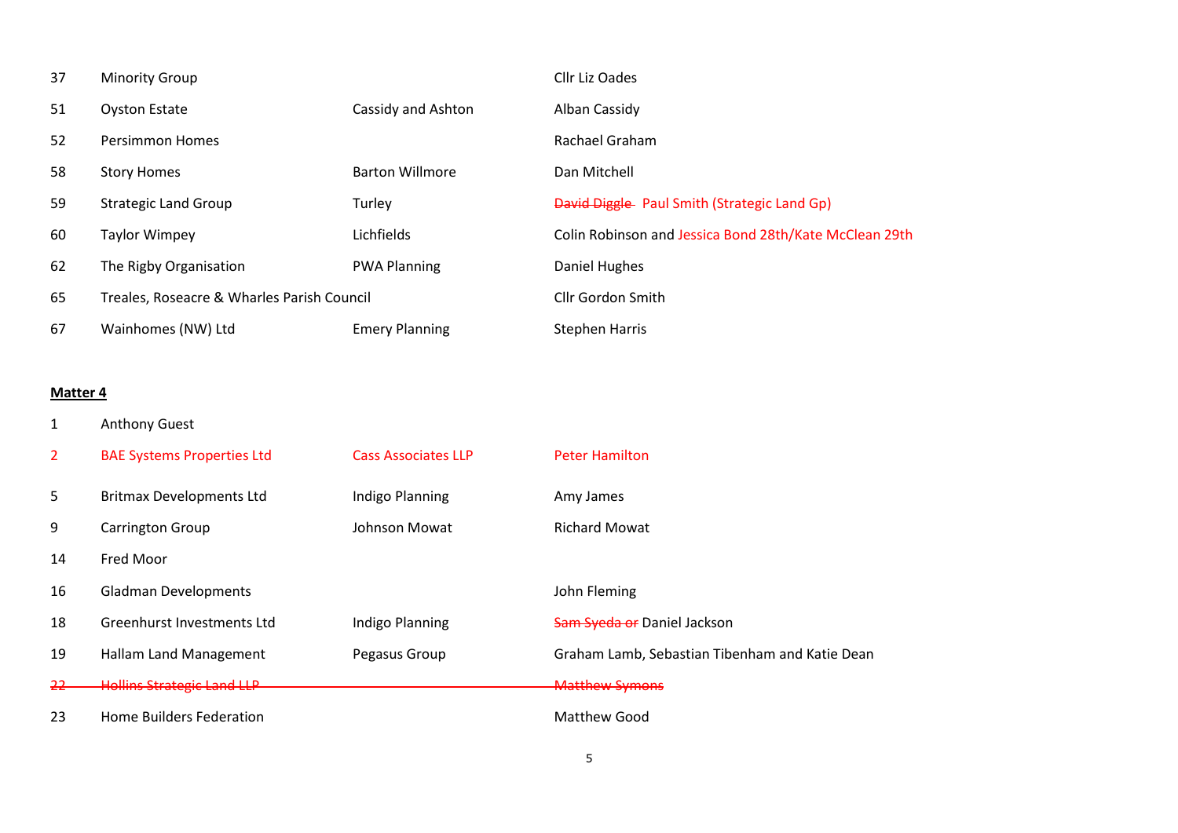| | | | |
|---|---|---|---|
| 37 | Minority Group | | Cllr Liz Oades |
| 51 | Oyston Estate | Cassidy and Ashton | Alban Cassidy |
| 52 | Persimmon Homes | | Rachael Graham |
| 58 | Story Homes | Barton Willmore | Dan Mitchell |
| 59 | Strategic Land Group | Turley | ~~David Diggle~~ Paul Smith (Strategic Land Gp) |
| 60 | Taylor Wimpey | Lichfields | Colin Robinson and Jessica Bond 28th/Kate McClean 29th |
| 62 | The Rigby Organisation | PWA Planning | Daniel Hughes |
| 65 | Treales, Roseacre & Wharles Parish Council | | Cllr Gordon Smith |
| 67 | Wainhomes (NW) Ltd | Emery Planning | Stephen Harris |

**Matter 4**

| | | | |
|---|---|---|---|
| 1 | Anthony Guest | | |
| 2 | BAE Systems Properties Ltd | Cass Associates LLP | Peter Hamilton |
| 5 | Britmax Developments Ltd | Indigo Planning | Amy James |
| 9 | Carrington Group | Johnson Mowat | Richard Mowat |
| 14 | Fred Moor | | |
| 16 | Gladman Developments | | John Fleming |
| 18 | Greenhurst Investments Ltd | Indigo Planning | ~~Sam Syeda or~~ Daniel Jackson |
| 19 | Hallam Land Management | Pegasus Group | Graham Lamb, Sebastian Tibenham and Katie Dean |
| ~~22~~ | ~~Hollins Strategic Land LLP~~ | | ~~Matthew Symons~~ |
| 23 | Home Builders Federation | | Matthew Good |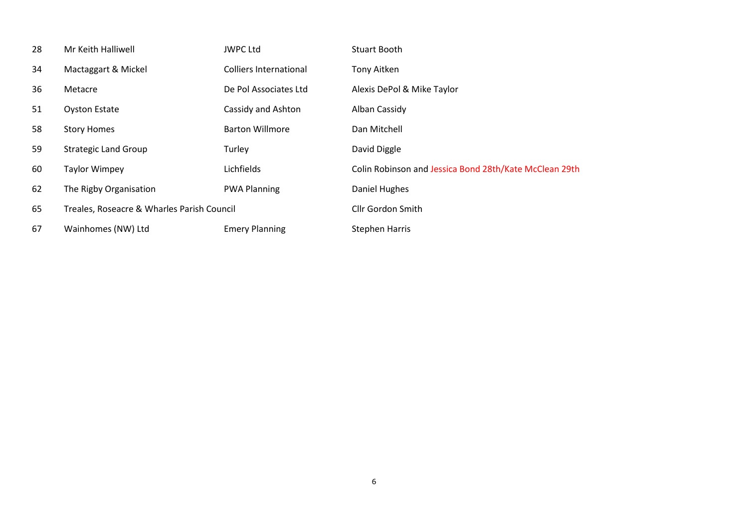| | | | |
|---|---|---|---|
| 28 | Mr Keith Halliwell | JWPC Ltd | Stuart Booth |
| 34 | Mactaggart & Mickel | Colliers International | Tony Aitken |
| 36 | Metacre | De Pol Associates Ltd | Alexis DePol & Mike Taylor |
| 51 | Oyston Estate | Cassidy and Ashton | Alban Cassidy |
| 58 | Story Homes | Barton Willmore | Dan Mitchell |
| 59 | Strategic Land Group | Turley | David Diggle |
| 60 | Taylor Wimpey | Lichfields | Colin Robinson and Jessica Bond 28th/Kate McClean 29th |
| 62 | The Rigby Organisation | PWA Planning | Daniel Hughes |
| 65 | Treales, Roseacre & Wharles Parish Council | | Cllr Gordon Smith |
| 67 | Wainhomes (NW) Ltd | Emery Planning | Stephen Harris |